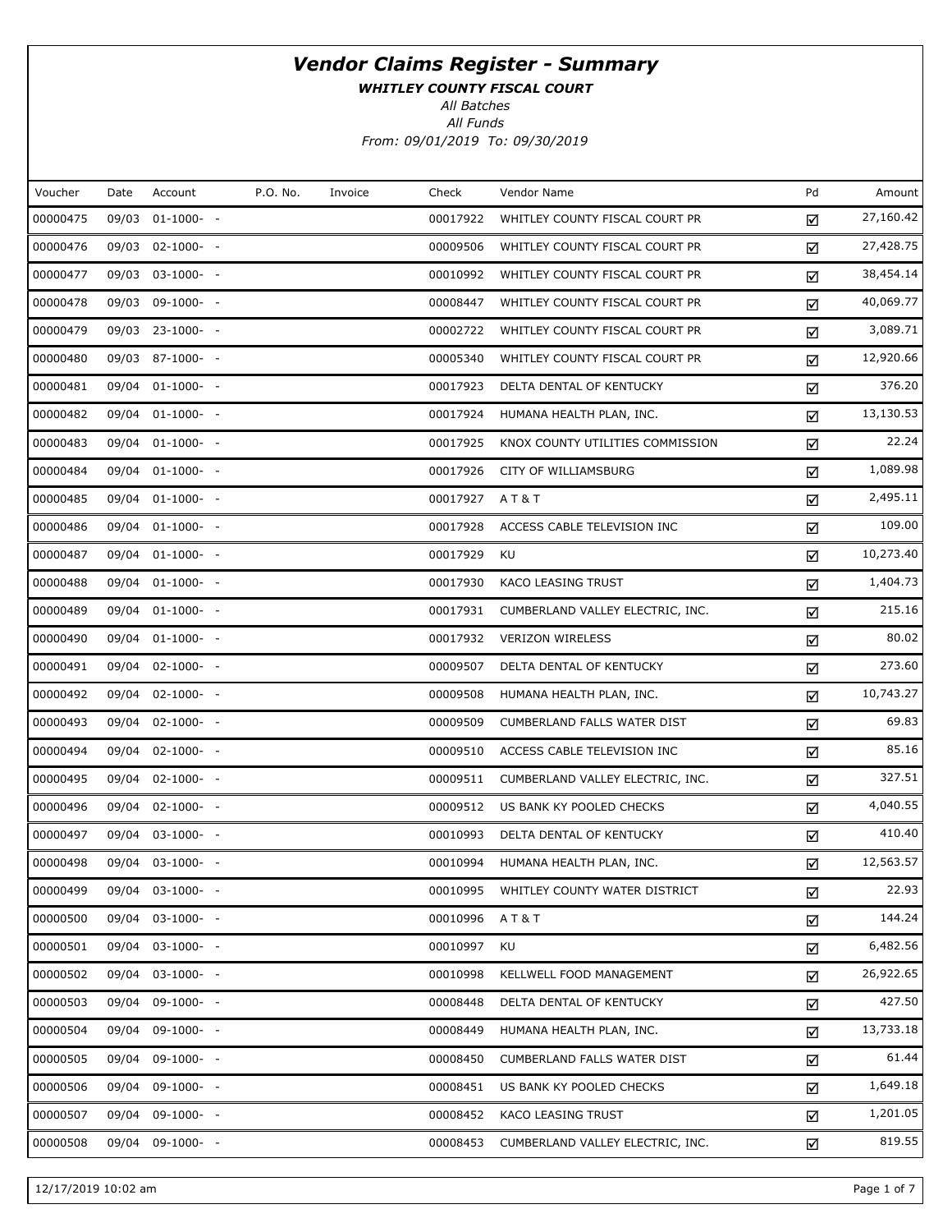# *Vendor Claims Register - Summary*

***WHITLEY COUNTY FISCAL COURT***

*All Batches*

*All Funds*

*From: 09/01/2019 To: 09/30/2019*

| Voucher | Date | Account | P.O. No. | Invoice | Check | Vendor Name | Pd | Amount |
|---|---|---|---|---|---|---|---|---|
| 00000475 | 09/03 | 01-1000- - | | | 00017922 | WHITLEY COUNTY FISCAL COURT PR | ☑ | 27,160.42 |
| 00000476 | 09/03 | 02-1000- - | | | 00009506 | WHITLEY COUNTY FISCAL COURT PR | ☑ | 27,428.75 |
| 00000477 | 09/03 | 03-1000- - | | | 00010992 | WHITLEY COUNTY FISCAL COURT PR | ☑ | 38,454.14 |
| 00000478 | 09/03 | 09-1000- - | | | 00008447 | WHITLEY COUNTY FISCAL COURT PR | ☑ | 40,069.77 |
| 00000479 | 09/03 | 23-1000- - | | | 00002722 | WHITLEY COUNTY FISCAL COURT PR | ☑ | 3,089.71 |
| 00000480 | 09/03 | 87-1000- - | | | 00005340 | WHITLEY COUNTY FISCAL COURT PR | ☑ | 12,920.66 |
| 00000481 | 09/04 | 01-1000- - | | | 00017923 | DELTA DENTAL OF KENTUCKY | ☑ | 376.20 |
| 00000482 | 09/04 | 01-1000- - | | | 00017924 | HUMANA HEALTH PLAN, INC. | ☑ | 13,130.53 |
| 00000483 | 09/04 | 01-1000- - | | | 00017925 | KNOX COUNTY UTILITIES COMMISSION | ☑ | 22.24 |
| 00000484 | 09/04 | 01-1000- - | | | 00017926 | CITY OF WILLIAMSBURG | ☑ | 1,089.98 |
| 00000485 | 09/04 | 01-1000- - | | | 00017927 | A T & T | ☑ | 2,495.11 |
| 00000486 | 09/04 | 01-1000- - | | | 00017928 | ACCESS CABLE TELEVISION INC | ☑ | 109.00 |
| 00000487 | 09/04 | 01-1000- - | | | 00017929 | KU | ☑ | 10,273.40 |
| 00000488 | 09/04 | 01-1000- - | | | 00017930 | KACO LEASING TRUST | ☑ | 1,404.73 |
| 00000489 | 09/04 | 01-1000- - | | | 00017931 | CUMBERLAND VALLEY ELECTRIC, INC. | ☑ | 215.16 |
| 00000490 | 09/04 | 01-1000- - | | | 00017932 | VERIZON WIRELESS | ☑ | 80.02 |
| 00000491 | 09/04 | 02-1000- - | | | 00009507 | DELTA DENTAL OF KENTUCKY | ☑ | 273.60 |
| 00000492 | 09/04 | 02-1000- - | | | 00009508 | HUMANA HEALTH PLAN, INC. | ☑ | 10,743.27 |
| 00000493 | 09/04 | 02-1000- - | | | 00009509 | CUMBERLAND FALLS WATER DIST | ☑ | 69.83 |
| 00000494 | 09/04 | 02-1000- - | | | 00009510 | ACCESS CABLE TELEVISION INC | ☑ | 85.16 |
| 00000495 | 09/04 | 02-1000- - | | | 00009511 | CUMBERLAND VALLEY ELECTRIC, INC. | ☑ | 327.51 |
| 00000496 | 09/04 | 02-1000- - | | | 00009512 | US BANK KY POOLED CHECKS | ☑ | 4,040.55 |
| 00000497 | 09/04 | 03-1000- - | | | 00010993 | DELTA DENTAL OF KENTUCKY | ☑ | 410.40 |
| 00000498 | 09/04 | 03-1000- - | | | 00010994 | HUMANA HEALTH PLAN, INC. | ☑ | 12,563.57 |
| 00000499 | 09/04 | 03-1000- - | | | 00010995 | WHITLEY COUNTY WATER DISTRICT | ☑ | 22.93 |
| 00000500 | 09/04 | 03-1000- - | | | 00010996 | A T & T | ☑ | 144.24 |
| 00000501 | 09/04 | 03-1000- - | | | 00010997 | KU | ☑ | 6,482.56 |
| 00000502 | 09/04 | 03-1000- - | | | 00010998 | KELLWELL FOOD MANAGEMENT | ☑ | 26,922.65 |
| 00000503 | 09/04 | 09-1000- - | | | 00008448 | DELTA DENTAL OF KENTUCKY | ☑ | 427.50 |
| 00000504 | 09/04 | 09-1000- - | | | 00008449 | HUMANA HEALTH PLAN, INC. | ☑ | 13,733.18 |
| 00000505 | 09/04 | 09-1000- - | | | 00008450 | CUMBERLAND FALLS WATER DIST | ☑ | 61.44 |
| 00000506 | 09/04 | 09-1000- - | | | 00008451 | US BANK KY POOLED CHECKS | ☑ | 1,649.18 |
| 00000507 | 09/04 | 09-1000- - | | | 00008452 | KACO LEASING TRUST | ☑ | 1,201.05 |
| 00000508 | 09/04 | 09-1000- - | | | 00008453 | CUMBERLAND VALLEY ELECTRIC, INC. | ☑ | 819.55 |

12/17/2019 10:02 am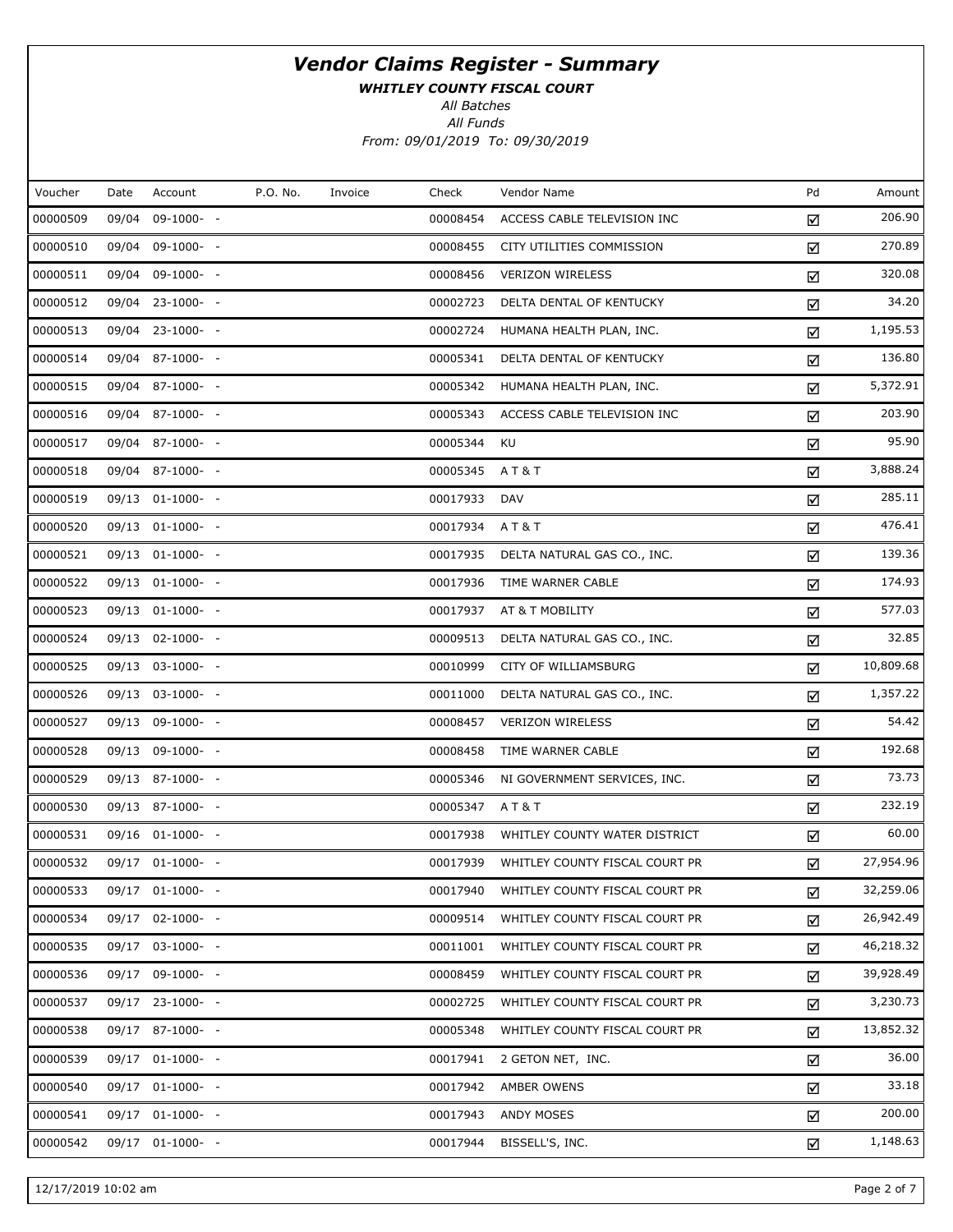# *Vendor Claims Register - Summary*

***WHITLEY COUNTY FISCAL COURT***

*All Batches*

*All Funds*

*From: 09/01/2019 To: 09/30/2019*

| Voucher | Date | Account | P.O. No. | Invoice | Check | Vendor Name | Pd | Amount |
|---|---|---|---|---|---|---|---|---|
| 00000509 | 09/04 | 09-1000- - | | | 00008454 | ACCESS CABLE TELEVISION INC | ☑ | 206.90 |
| 00000510 | 09/04 | 09-1000- - | | | 00008455 | CITY UTILITIES COMMISSION | ☑ | 270.89 |
| 00000511 | 09/04 | 09-1000- - | | | 00008456 | VERIZON WIRELESS | ☑ | 320.08 |
| 00000512 | 09/04 | 23-1000- - | | | 00002723 | DELTA DENTAL OF KENTUCKY | ☑ | 34.20 |
| 00000513 | 09/04 | 23-1000- - | | | 00002724 | HUMANA HEALTH PLAN, INC. | ☑ | 1,195.53 |
| 00000514 | 09/04 | 87-1000- - | | | 00005341 | DELTA DENTAL OF KENTUCKY | ☑ | 136.80 |
| 00000515 | 09/04 | 87-1000- - | | | 00005342 | HUMANA HEALTH PLAN, INC. | ☑ | 5,372.91 |
| 00000516 | 09/04 | 87-1000- - | | | 00005343 | ACCESS CABLE TELEVISION INC | ☑ | 203.90 |
| 00000517 | 09/04 | 87-1000- - | | | 00005344 | KU | ☑ | 95.90 |
| 00000518 | 09/04 | 87-1000- - | | | 00005345 | A T & T | ☑ | 3,888.24 |
| 00000519 | 09/13 | 01-1000- - | | | 00017933 | DAV | ☑ | 285.11 |
| 00000520 | 09/13 | 01-1000- - | | | 00017934 | A T & T | ☑ | 476.41 |
| 00000521 | 09/13 | 01-1000- - | | | 00017935 | DELTA NATURAL GAS CO., INC. | ☑ | 139.36 |
| 00000522 | 09/13 | 01-1000- - | | | 00017936 | TIME WARNER CABLE | ☑ | 174.93 |
| 00000523 | 09/13 | 01-1000- - | | | 00017937 | AT & T MOBILITY | ☑ | 577.03 |
| 00000524 | 09/13 | 02-1000- - | | | 00009513 | DELTA NATURAL GAS CO., INC. | ☑ | 32.85 |
| 00000525 | 09/13 | 03-1000- - | | | 00010999 | CITY OF WILLIAMSBURG | ☑ | 10,809.68 |
| 00000526 | 09/13 | 03-1000- - | | | 00011000 | DELTA NATURAL GAS CO., INC. | ☑ | 1,357.22 |
| 00000527 | 09/13 | 09-1000- - | | | 00008457 | VERIZON WIRELESS | ☑ | 54.42 |
| 00000528 | 09/13 | 09-1000- - | | | 00008458 | TIME WARNER CABLE | ☑ | 192.68 |
| 00000529 | 09/13 | 87-1000- - | | | 00005346 | NI GOVERNMENT SERVICES, INC. | ☑ | 73.73 |
| 00000530 | 09/13 | 87-1000- - | | | 00005347 | A T & T | ☑ | 232.19 |
| 00000531 | 09/16 | 01-1000- - | | | 00017938 | WHITLEY COUNTY WATER DISTRICT | ☑ | 60.00 |
| 00000532 | 09/17 | 01-1000- - | | | 00017939 | WHITLEY COUNTY FISCAL COURT PR | ☑ | 27,954.96 |
| 00000533 | 09/17 | 01-1000- - | | | 00017940 | WHITLEY COUNTY FISCAL COURT PR | ☑ | 32,259.06 |
| 00000534 | 09/17 | 02-1000- - | | | 00009514 | WHITLEY COUNTY FISCAL COURT PR | ☑ | 26,942.49 |
| 00000535 | 09/17 | 03-1000- - | | | 00011001 | WHITLEY COUNTY FISCAL COURT PR | ☑ | 46,218.32 |
| 00000536 | 09/17 | 09-1000- - | | | 00008459 | WHITLEY COUNTY FISCAL COURT PR | ☑ | 39,928.49 |
| 00000537 | 09/17 | 23-1000- - | | | 00002725 | WHITLEY COUNTY FISCAL COURT PR | ☑ | 3,230.73 |
| 00000538 | 09/17 | 87-1000- - | | | 00005348 | WHITLEY COUNTY FISCAL COURT PR | ☑ | 13,852.32 |
| 00000539 | 09/17 | 01-1000- - | | | 00017941 | 2 GETON NET, INC. | ☑ | 36.00 |
| 00000540 | 09/17 | 01-1000- - | | | 00017942 | AMBER OWENS | ☑ | 33.18 |
| 00000541 | 09/17 | 01-1000- - | | | 00017943 | ANDY MOSES | ☑ | 200.00 |
| 00000542 | 09/17 | 01-1000- - | | | 00017944 | BISSELL'S, INC. | ☑ | 1,148.63 |

12/17/2019 10:02 am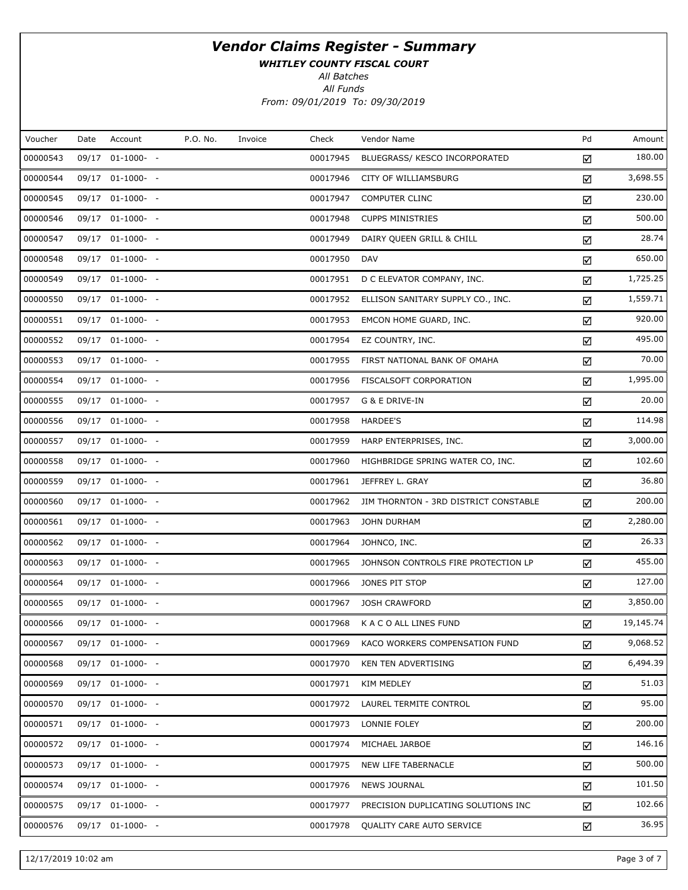# *Vendor Claims Register - Summary*

***WHITLEY COUNTY FISCAL COURT***

*All Batches*

*All Funds*

*From: 09/01/2019 To: 09/30/2019*

| Voucher | Date | Account | P.O. No. | Invoice | Check | Vendor Name | Pd | Amount |
|---|---|---|---|---|---|---|---|---|
| 00000543 | 09/17 | 01-1000- - | | | 00017945 | BLUEGRASS/ KESCO INCORPORATED | ☑ | 180.00 |
| 00000544 | 09/17 | 01-1000- - | | | 00017946 | CITY OF WILLIAMSBURG | ☑ | 3,698.55 |
| 00000545 | 09/17 | 01-1000- - | | | 00017947 | COMPUTER CLINC | ☑ | 230.00 |
| 00000546 | 09/17 | 01-1000- - | | | 00017948 | CUPPS MINISTRIES | ☑ | 500.00 |
| 00000547 | 09/17 | 01-1000- - | | | 00017949 | DAIRY QUEEN GRILL & CHILL | ☑ | 28.74 |
| 00000548 | 09/17 | 01-1000- - | | | 00017950 | DAV | ☑ | 650.00 |
| 00000549 | 09/17 | 01-1000- - | | | 00017951 | D C ELEVATOR COMPANY, INC. | ☑ | 1,725.25 |
| 00000550 | 09/17 | 01-1000- - | | | 00017952 | ELLISON SANITARY SUPPLY CO., INC. | ☑ | 1,559.71 |
| 00000551 | 09/17 | 01-1000- - | | | 00017953 | EMCON HOME GUARD, INC. | ☑ | 920.00 |
| 00000552 | 09/17 | 01-1000- - | | | 00017954 | EZ COUNTRY, INC. | ☑ | 495.00 |
| 00000553 | 09/17 | 01-1000- - | | | 00017955 | FIRST NATIONAL BANK OF OMAHA | ☑ | 70.00 |
| 00000554 | 09/17 | 01-1000- - | | | 00017956 | FISCALSOFT CORPORATION | ☑ | 1,995.00 |
| 00000555 | 09/17 | 01-1000- - | | | 00017957 | G & E DRIVE-IN | ☑ | 20.00 |
| 00000556 | 09/17 | 01-1000- - | | | 00017958 | HARDEE'S | ☑ | 114.98 |
| 00000557 | 09/17 | 01-1000- - | | | 00017959 | HARP ENTERPRISES, INC. | ☑ | 3,000.00 |
| 00000558 | 09/17 | 01-1000- - | | | 00017960 | HIGHBRIDGE SPRING WATER CO, INC. | ☑ | 102.60 |
| 00000559 | 09/17 | 01-1000- - | | | 00017961 | JEFFREY L. GRAY | ☑ | 36.80 |
| 00000560 | 09/17 | 01-1000- - | | | 00017962 | JIM THORNTON - 3RD DISTRICT CONSTABLE | ☑ | 200.00 |
| 00000561 | 09/17 | 01-1000- - | | | 00017963 | JOHN DURHAM | ☑ | 2,280.00 |
| 00000562 | 09/17 | 01-1000- - | | | 00017964 | JOHNCO, INC. | ☑ | 26.33 |
| 00000563 | 09/17 | 01-1000- - | | | 00017965 | JOHNSON CONTROLS FIRE PROTECTION LP | ☑ | 455.00 |
| 00000564 | 09/17 | 01-1000- - | | | 00017966 | JONES PIT STOP | ☑ | 127.00 |
| 00000565 | 09/17 | 01-1000- - | | | 00017967 | JOSH CRAWFORD | ☑ | 3,850.00 |
| 00000566 | 09/17 | 01-1000- - | | | 00017968 | K A C O ALL LINES FUND | ☑ | 19,145.74 |
| 00000567 | 09/17 | 01-1000- - | | | 00017969 | KACO WORKERS COMPENSATION FUND | ☑ | 9,068.52 |
| 00000568 | 09/17 | 01-1000- - | | | 00017970 | KEN TEN ADVERTISING | ☑ | 6,494.39 |
| 00000569 | 09/17 | 01-1000- - | | | 00017971 | KIM MEDLEY | ☑ | 51.03 |
| 00000570 | 09/17 | 01-1000- - | | | 00017972 | LAUREL TERMITE CONTROL | ☑ | 95.00 |
| 00000571 | 09/17 | 01-1000- - | | | 00017973 | LONNIE FOLEY | ☑ | 200.00 |
| 00000572 | 09/17 | 01-1000- - | | | 00017974 | MICHAEL JARBOE | ☑ | 146.16 |
| 00000573 | 09/17 | 01-1000- - | | | 00017975 | NEW LIFE TABERNACLE | ☑ | 500.00 |
| 00000574 | 09/17 | 01-1000- - | | | 00017976 | NEWS JOURNAL | ☑ | 101.50 |
| 00000575 | 09/17 | 01-1000- - | | | 00017977 | PRECISION DUPLICATING SOLUTIONS INC | ☑ | 102.66 |
| 00000576 | 09/17 | 01-1000- - | | | 00017978 | QUALITY CARE AUTO SERVICE | ☑ | 36.95 |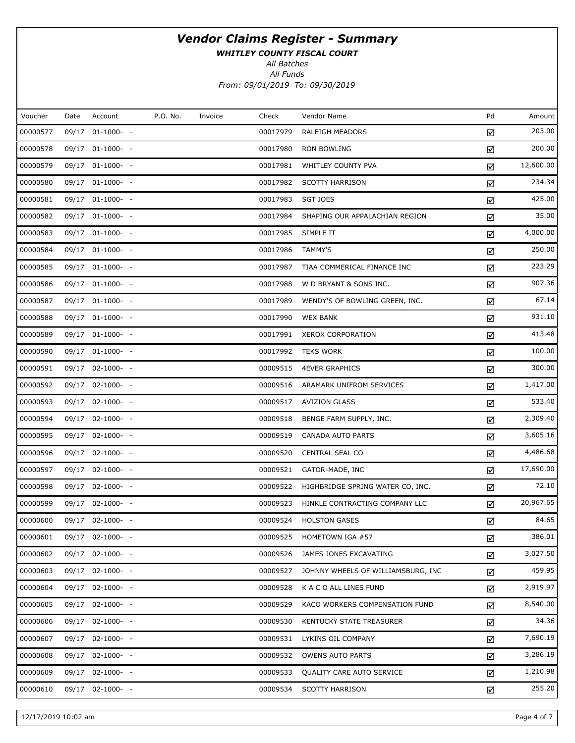# Vendor Claims Register - Summary

***WHITLEY COUNTY FISCAL COURT***

*All Batches*

*All Funds*

*From: 09/01/2019 To: 09/30/2019*

| Voucher | Date | Account | P.O. No. | Invoice | Check | Vendor Name | Pd | Amount |
|---|---|---|---|---|---|---|---|---|
| 00000577 | 09/17 | 01-1000- - | | | 00017979 | RALEIGH MEADORS | ☑ | 203.00 |
| 00000578 | 09/17 | 01-1000- - | | | 00017980 | RON BOWLING | ☑ | 200.00 |
| 00000579 | 09/17 | 01-1000- - | | | 00017981 | WHITLEY COUNTY PVA | ☑ | 12,600.00 |
| 00000580 | 09/17 | 01-1000- - | | | 00017982 | SCOTTY HARRISON | ☑ | 234.34 |
| 00000581 | 09/17 | 01-1000- - | | | 00017983 | SGT JOES | ☑ | 425.00 |
| 00000582 | 09/17 | 01-1000- - | | | 00017984 | SHAPING OUR APPALACHIAN REGION | ☑ | 35.00 |
| 00000583 | 09/17 | 01-1000- - | | | 00017985 | SIMPLE IT | ☑ | 4,000.00 |
| 00000584 | 09/17 | 01-1000- - | | | 00017986 | TAMMY'S | ☑ | 250.00 |
| 00000585 | 09/17 | 01-1000- - | | | 00017987 | TIAA COMMERICAL FINANCE INC | ☑ | 223.29 |
| 00000586 | 09/17 | 01-1000- - | | | 00017988 | W D BRYANT & SONS INC. | ☑ | 907.36 |
| 00000587 | 09/17 | 01-1000- - | | | 00017989 | WENDY'S OF BOWLING GREEN, INC. | ☑ | 67.14 |
| 00000588 | 09/17 | 01-1000- - | | | 00017990 | WEX BANK | ☑ | 931.10 |
| 00000589 | 09/17 | 01-1000- - | | | 00017991 | XEROX CORPORATION | ☑ | 413.48 |
| 00000590 | 09/17 | 01-1000- - | | | 00017992 | TEKS WORK | ☑ | 100.00 |
| 00000591 | 09/17 | 02-1000- - | | | 00009515 | 4EVER GRAPHICS | ☑ | 300.00 |
| 00000592 | 09/17 | 02-1000- - | | | 00009516 | ARAMARK UNIFROM SERVICES | ☑ | 1,417.00 |
| 00000593 | 09/17 | 02-1000- - | | | 00009517 | AVIZION GLASS | ☑ | 533.40 |
| 00000594 | 09/17 | 02-1000- - | | | 00009518 | BENGE FARM SUPPLY, INC. | ☑ | 2,309.40 |
| 00000595 | 09/17 | 02-1000- - | | | 00009519 | CANADA AUTO PARTS | ☑ | 3,605.16 |
| 00000596 | 09/17 | 02-1000- - | | | 00009520 | CENTRAL SEAL CO | ☑ | 4,486.68 |
| 00000597 | 09/17 | 02-1000- - | | | 00009521 | GATOR-MADE, INC | ☑ | 17,690.00 |
| 00000598 | 09/17 | 02-1000- - | | | 00009522 | HIGHBRIDGE SPRING WATER CO, INC. | ☑ | 72.10 |
| 00000599 | 09/17 | 02-1000- - | | | 00009523 | HINKLE CONTRACTING COMPANY LLC | ☑ | 20,967.65 |
| 00000600 | 09/17 | 02-1000- - | | | 00009524 | HOLSTON GASES | ☑ | 84.65 |
| 00000601 | 09/17 | 02-1000- - | | | 00009525 | HOMETOWN IGA #57 | ☑ | 386.01 |
| 00000602 | 09/17 | 02-1000- - | | | 00009526 | JAMES JONES EXCAVATING | ☑ | 3,027.50 |
| 00000603 | 09/17 | 02-1000- - | | | 00009527 | JOHNNY WHEELS OF WILLIAMSBURG, INC | ☑ | 459.95 |
| 00000604 | 09/17 | 02-1000- - | | | 00009528 | K A C O ALL LINES FUND | ☑ | 2,919.97 |
| 00000605 | 09/17 | 02-1000- - | | | 00009529 | KACO WORKERS COMPENSATION FUND | ☑ | 8,540.00 |
| 00000606 | 09/17 | 02-1000- - | | | 00009530 | KENTUCKY STATE TREASURER | ☑ | 34.36 |
| 00000607 | 09/17 | 02-1000- - | | | 00009531 | LYKINS OIL COMPANY | ☑ | 7,690.19 |
| 00000608 | 09/17 | 02-1000- - | | | 00009532 | OWENS AUTO PARTS | ☑ | 3,286.19 |
| 00000609 | 09/17 | 02-1000- - | | | 00009533 | QUALITY CARE AUTO SERVICE | ☑ | 1,210.98 |
| 00000610 | 09/17 | 02-1000- - | | | 00009534 | SCOTTY HARRISON | ☑ | 255.20 |

12/17/2019 10:02 am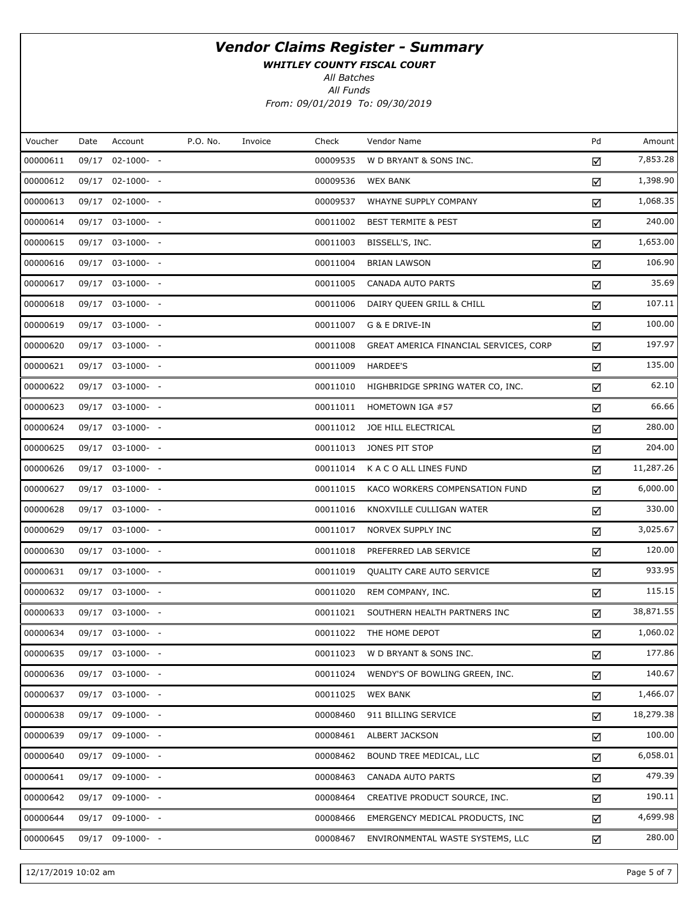# *Vendor Claims Register - Summary*

***WHITLEY COUNTY FISCAL COURT***

*All Batches*

*All Funds*

*From: 09/01/2019 To: 09/30/2019*

| Voucher | Date | Account | P.O. No. | Invoice | Check | Vendor Name | Pd | Amount |
|---|---|---|---|---|---|---|---|---|
| 00000611 | 09/17 | 02-1000- - | | | 00009535 | W D BRYANT & SONS INC. | ☑ | 7,853.28 |
| 00000612 | 09/17 | 02-1000- - | | | 00009536 | WEX BANK | ☑ | 1,398.90 |
| 00000613 | 09/17 | 02-1000- - | | | 00009537 | WHAYNE SUPPLY COMPANY | ☑ | 1,068.35 |
| 00000614 | 09/17 | 03-1000- - | | | 00011002 | BEST TERMITE & PEST | ☑ | 240.00 |
| 00000615 | 09/17 | 03-1000- - | | | 00011003 | BISSELL'S, INC. | ☑ | 1,653.00 |
| 00000616 | 09/17 | 03-1000- - | | | 00011004 | BRIAN LAWSON | ☑ | 106.90 |
| 00000617 | 09/17 | 03-1000- - | | | 00011005 | CANADA AUTO PARTS | ☑ | 35.69 |
| 00000618 | 09/17 | 03-1000- - | | | 00011006 | DAIRY QUEEN GRILL & CHILL | ☑ | 107.11 |
| 00000619 | 09/17 | 03-1000- - | | | 00011007 | G & E DRIVE-IN | ☑ | 100.00 |
| 00000620 | 09/17 | 03-1000- - | | | 00011008 | GREAT AMERICA FINANCIAL SERVICES, CORP | ☑ | 197.97 |
| 00000621 | 09/17 | 03-1000- - | | | 00011009 | HARDEE'S | ☑ | 135.00 |
| 00000622 | 09/17 | 03-1000- - | | | 00011010 | HIGHBRIDGE SPRING WATER CO, INC. | ☑ | 62.10 |
| 00000623 | 09/17 | 03-1000- - | | | 00011011 | HOMETOWN IGA #57 | ☑ | 66.66 |
| 00000624 | 09/17 | 03-1000- - | | | 00011012 | JOE HILL ELECTRICAL | ☑ | 280.00 |
| 00000625 | 09/17 | 03-1000- - | | | 00011013 | JONES PIT STOP | ☑ | 204.00 |
| 00000626 | 09/17 | 03-1000- - | | | 00011014 | K A C O ALL LINES FUND | ☑ | 11,287.26 |
| 00000627 | 09/17 | 03-1000- - | | | 00011015 | KACO WORKERS COMPENSATION FUND | ☑ | 6,000.00 |
| 00000628 | 09/17 | 03-1000- - | | | 00011016 | KNOXVILLE CULLIGAN WATER | ☑ | 330.00 |
| 00000629 | 09/17 | 03-1000- - | | | 00011017 | NORVEX SUPPLY INC | ☑ | 3,025.67 |
| 00000630 | 09/17 | 03-1000- - | | | 00011018 | PREFERRED LAB SERVICE | ☑ | 120.00 |
| 00000631 | 09/17 | 03-1000- - | | | 00011019 | QUALITY CARE AUTO SERVICE | ☑ | 933.95 |
| 00000632 | 09/17 | 03-1000- - | | | 00011020 | REM COMPANY, INC. | ☑ | 115.15 |
| 00000633 | 09/17 | 03-1000- - | | | 00011021 | SOUTHERN HEALTH PARTNERS INC | ☑ | 38,871.55 |
| 00000634 | 09/17 | 03-1000- - | | | 00011022 | THE HOME DEPOT | ☑ | 1,060.02 |
| 00000635 | 09/17 | 03-1000- - | | | 00011023 | W D BRYANT & SONS INC. | ☑ | 177.86 |
| 00000636 | 09/17 | 03-1000- - | | | 00011024 | WENDY'S OF BOWLING GREEN, INC. | ☑ | 140.67 |
| 00000637 | 09/17 | 03-1000- - | | | 00011025 | WEX BANK | ☑ | 1,466.07 |
| 00000638 | 09/17 | 09-1000- - | | | 00008460 | 911 BILLING SERVICE | ☑ | 18,279.38 |
| 00000639 | 09/17 | 09-1000- - | | | 00008461 | ALBERT JACKSON | ☑ | 100.00 |
| 00000640 | 09/17 | 09-1000- - | | | 00008462 | BOUND TREE MEDICAL, LLC | ☑ | 6,058.01 |
| 00000641 | 09/17 | 09-1000- - | | | 00008463 | CANADA AUTO PARTS | ☑ | 479.39 |
| 00000642 | 09/17 | 09-1000- - | | | 00008464 | CREATIVE PRODUCT SOURCE, INC. | ☑ | 190.11 |
| 00000644 | 09/17 | 09-1000- - | | | 00008466 | EMERGENCY MEDICAL PRODUCTS, INC | ☑ | 4,699.98 |
| 00000645 | 09/17 | 09-1000- - | | | 00008467 | ENVIRONMENTAL WASTE SYSTEMS, LLC | ☑ | 280.00 |

12/17/2019 10:02 am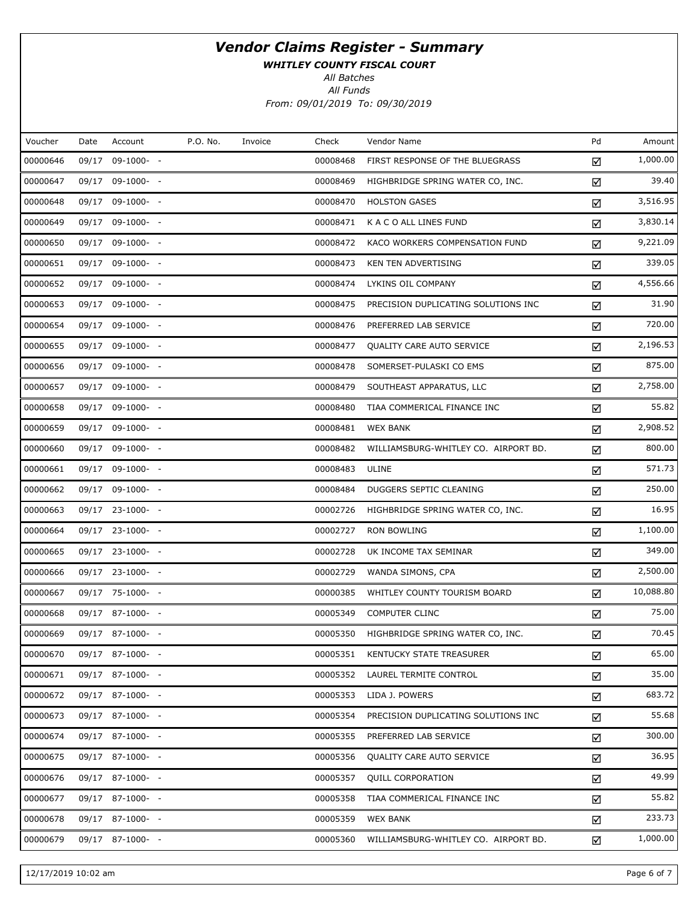# *Vendor Claims Register - Summary*

***WHITLEY COUNTY FISCAL COURT***

*All Batches*

*All Funds*

*From: 09/01/2019 To: 09/30/2019*

| Voucher | Date | Account | P.O. No. | Invoice | Check | Vendor Name | Pd | Amount |
|---|---|---|---|---|---|---|---|---|
| 00000646 | 09/17 | 09-1000- - | | | 00008468 | FIRST RESPONSE OF THE BLUEGRASS | ☑ | 1,000.00 |
| 00000647 | 09/17 | 09-1000- - | | | 00008469 | HIGHBRIDGE SPRING WATER CO, INC. | ☑ | 39.40 |
| 00000648 | 09/17 | 09-1000- - | | | 00008470 | HOLSTON GASES | ☑ | 3,516.95 |
| 00000649 | 09/17 | 09-1000- - | | | 00008471 | K A C O ALL LINES FUND | ☑ | 3,830.14 |
| 00000650 | 09/17 | 09-1000- - | | | 00008472 | KACO WORKERS COMPENSATION FUND | ☑ | 9,221.09 |
| 00000651 | 09/17 | 09-1000- - | | | 00008473 | KEN TEN ADVERTISING | ☑ | 339.05 |
| 00000652 | 09/17 | 09-1000- - | | | 00008474 | LYKINS OIL COMPANY | ☑ | 4,556.66 |
| 00000653 | 09/17 | 09-1000- - | | | 00008475 | PRECISION DUPLICATING SOLUTIONS INC | ☑ | 31.90 |
| 00000654 | 09/17 | 09-1000- - | | | 00008476 | PREFERRED LAB SERVICE | ☑ | 720.00 |
| 00000655 | 09/17 | 09-1000- - | | | 00008477 | QUALITY CARE AUTO SERVICE | ☑ | 2,196.53 |
| 00000656 | 09/17 | 09-1000- - | | | 00008478 | SOMERSET-PULASKI CO EMS | ☑ | 875.00 |
| 00000657 | 09/17 | 09-1000- - | | | 00008479 | SOUTHEAST APPARATUS, LLC | ☑ | 2,758.00 |
| 00000658 | 09/17 | 09-1000- - | | | 00008480 | TIAA COMMERICAL FINANCE INC | ☑ | 55.82 |
| 00000659 | 09/17 | 09-1000- - | | | 00008481 | WEX BANK | ☑ | 2,908.52 |
| 00000660 | 09/17 | 09-1000- - | | | 00008482 | WILLIAMSBURG-WHITLEY CO. AIRPORT BD. | ☑ | 800.00 |
| 00000661 | 09/17 | 09-1000- - | | | 00008483 | ULINE | ☑ | 571.73 |
| 00000662 | 09/17 | 09-1000- - | | | 00008484 | DUGGERS SEPTIC CLEANING | ☑ | 250.00 |
| 00000663 | 09/17 | 23-1000- - | | | 00002726 | HIGHBRIDGE SPRING WATER CO, INC. | ☑ | 16.95 |
| 00000664 | 09/17 | 23-1000- - | | | 00002727 | RON BOWLING | ☑ | 1,100.00 |
| 00000665 | 09/17 | 23-1000- - | | | 00002728 | UK INCOME TAX SEMINAR | ☑ | 349.00 |
| 00000666 | 09/17 | 23-1000- - | | | 00002729 | WANDA SIMONS, CPA | ☑ | 2,500.00 |
| 00000667 | 09/17 | 75-1000- - | | | 00000385 | WHITLEY COUNTY TOURISM BOARD | ☑ | 10,088.80 |
| 00000668 | 09/17 | 87-1000- - | | | 00005349 | COMPUTER CLINC | ☑ | 75.00 |
| 00000669 | 09/17 | 87-1000- - | | | 00005350 | HIGHBRIDGE SPRING WATER CO, INC. | ☑ | 70.45 |
| 00000670 | 09/17 | 87-1000- - | | | 00005351 | KENTUCKY STATE TREASURER | ☑ | 65.00 |
| 00000671 | 09/17 | 87-1000- - | | | 00005352 | LAUREL TERMITE CONTROL | ☑ | 35.00 |
| 00000672 | 09/17 | 87-1000- - | | | 00005353 | LIDA J. POWERS | ☑ | 683.72 |
| 00000673 | 09/17 | 87-1000- - | | | 00005354 | PRECISION DUPLICATING SOLUTIONS INC | ☑ | 55.68 |
| 00000674 | 09/17 | 87-1000- - | | | 00005355 | PREFERRED LAB SERVICE | ☑ | 300.00 |
| 00000675 | 09/17 | 87-1000- - | | | 00005356 | QUALITY CARE AUTO SERVICE | ☑ | 36.95 |
| 00000676 | 09/17 | 87-1000- - | | | 00005357 | QUILL CORPORATION | ☑ | 49.99 |
| 00000677 | 09/17 | 87-1000- - | | | 00005358 | TIAA COMMERICAL FINANCE INC | ☑ | 55.82 |
| 00000678 | 09/17 | 87-1000- - | | | 00005359 | WEX BANK | ☑ | 233.73 |
| 00000679 | 09/17 | 87-1000- - | | | 00005360 | WILLIAMSBURG-WHITLEY CO. AIRPORT BD. | ☑ | 1,000.00 |

12/17/2019 10:02 am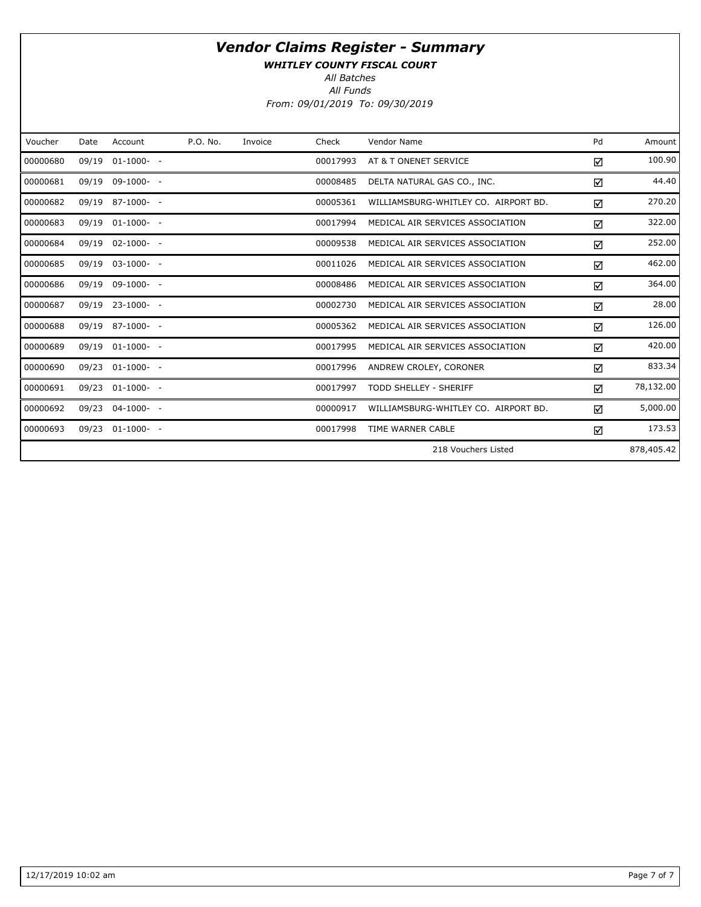# *Vendor Claims Register - Summary*

***WHITLEY COUNTY FISCAL COURT***

*All Batches*

*All Funds*

*From: 09/01/2019 To: 09/30/2019*

| Voucher | Date | Account | P.O. No. | Invoice | Check | Vendor Name | Pd | Amount |
|---|---|---|---|---|---|---|---|---|
| 00000680 | 09/19 | 01-1000- - | | | 00017993 | AT & T ONENET SERVICE | ☑ | 100.90 |
| 00000681 | 09/19 | 09-1000- - | | | 00008485 | DELTA NATURAL GAS CO., INC. | ☑ | 44.40 |
| 00000682 | 09/19 | 87-1000- - | | | 00005361 | WILLIAMSBURG-WHITLEY CO. AIRPORT BD. | ☑ | 270.20 |
| 00000683 | 09/19 | 01-1000- - | | | 00017994 | MEDICAL AIR SERVICES ASSOCIATION | ☑ | 322.00 |
| 00000684 | 09/19 | 02-1000- - | | | 00009538 | MEDICAL AIR SERVICES ASSOCIATION | ☑ | 252.00 |
| 00000685 | 09/19 | 03-1000- - | | | 00011026 | MEDICAL AIR SERVICES ASSOCIATION | ☑ | 462.00 |
| 00000686 | 09/19 | 09-1000- - | | | 00008486 | MEDICAL AIR SERVICES ASSOCIATION | ☑ | 364.00 |
| 00000687 | 09/19 | 23-1000- - | | | 00002730 | MEDICAL AIR SERVICES ASSOCIATION | ☑ | 28.00 |
| 00000688 | 09/19 | 87-1000- - | | | 00005362 | MEDICAL AIR SERVICES ASSOCIATION | ☑ | 126.00 |
| 00000689 | 09/19 | 01-1000- - | | | 00017995 | MEDICAL AIR SERVICES ASSOCIATION | ☑ | 420.00 |
| 00000690 | 09/23 | 01-1000- - | | | 00017996 | ANDREW CROLEY, CORONER | ☑ | 833.34 |
| 00000691 | 09/23 | 01-1000- - | | | 00017997 | TODD SHELLEY - SHERIFF | ☑ | 78,132.00 |
| 00000692 | 09/23 | 04-1000- - | | | 00000917 | WILLIAMSBURG-WHITLEY CO. AIRPORT BD. | ☑ | 5,000.00 |
| 00000693 | 09/23 | 01-1000- - | | | 00017998 | TIME WARNER CABLE | ☑ | 173.53 |
| | | | | | | 218 Vouchers Listed | | 878,405.42 |

12/17/2019 10:02 am